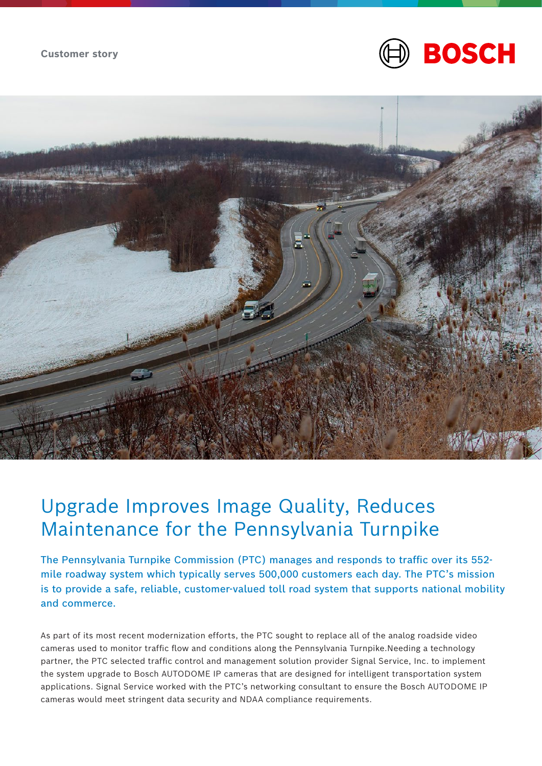Customer story

# Upgrade Improves Image Quality, Reduces Maintenance for the Pennsylvania Turnpike

The Pennsylvania Turnpike Commission (PTC) manages and responds to traffic over its 552-mile roadway system which typically serves 500,000 customers each day. The PTC's mission is to provide a safe, reliable, customer-valued toll road system that supports national mobility and commerce.

As part of its most recent modernization efforts, the PTC sought to replace all of the analog roadside video cameras used to monitor traffic flow and conditions along the Pennsylvania Turnpike.Needing a technology partner, the PTC selected traffic control and management solution provider Signal Service, Inc. to implement the system upgrade to Bosch AUTODOME IP cameras that are designed for intelligent transportation system applications. Signal Service worked with the PTC's networking consultant to ensure the Bosch AUTODOME IP cameras would meet stringent data security and NDAA compliance requirements.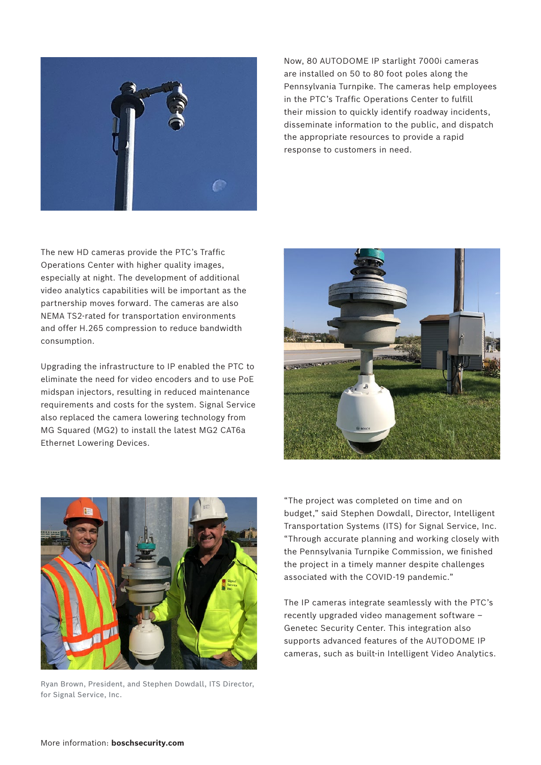Now, 80 AUTODOME IP starlight 7000i cameras are installed on 50 to 80 foot poles along the Pennsylvania Turnpike. The cameras help employees in the PTC's Traffic Operations Center to fulfill their mission to quickly identify roadway incidents, disseminate information to the public, and dispatch the appropriate resources to provide a rapid response to customers in need.

The new HD cameras provide the PTC's Traffic Operations Center with higher quality images, especially at night. The development of additional video analytics capabilities will be important as the partnership moves forward. The cameras are also NEMA TS2-rated for transportation environments and offer H.265 compression to reduce bandwidth consumption.

Upgrading the infrastructure to IP enabled the PTC to eliminate the need for video encoders and to use PoE midspan injectors, resulting in reduced maintenance requirements and costs for the system. Signal Service also replaced the camera lowering technology from MG Squared (MG2) to install the latest MG2 CAT6a Ethernet Lowering Devices.

Ryan Brown, President, and Stephen Dowdall, ITS Director, for Signal Service, Inc.

"The project was completed on time and on budget," said Stephen Dowdall, Director, Intelligent Transportation Systems (ITS) for Signal Service, Inc. "Through accurate planning and working closely with the Pennsylvania Turnpike Commission, we finished the project in a timely manner despite challenges associated with the COVID-19 pandemic."

The IP cameras integrate seamlessly with the PTC's recently upgraded video management software – Genetec Security Center. This integration also supports advanced features of the AUTODOME IP cameras, such as built-in Intelligent Video Analytics.

More information: **boschsecurity.com**